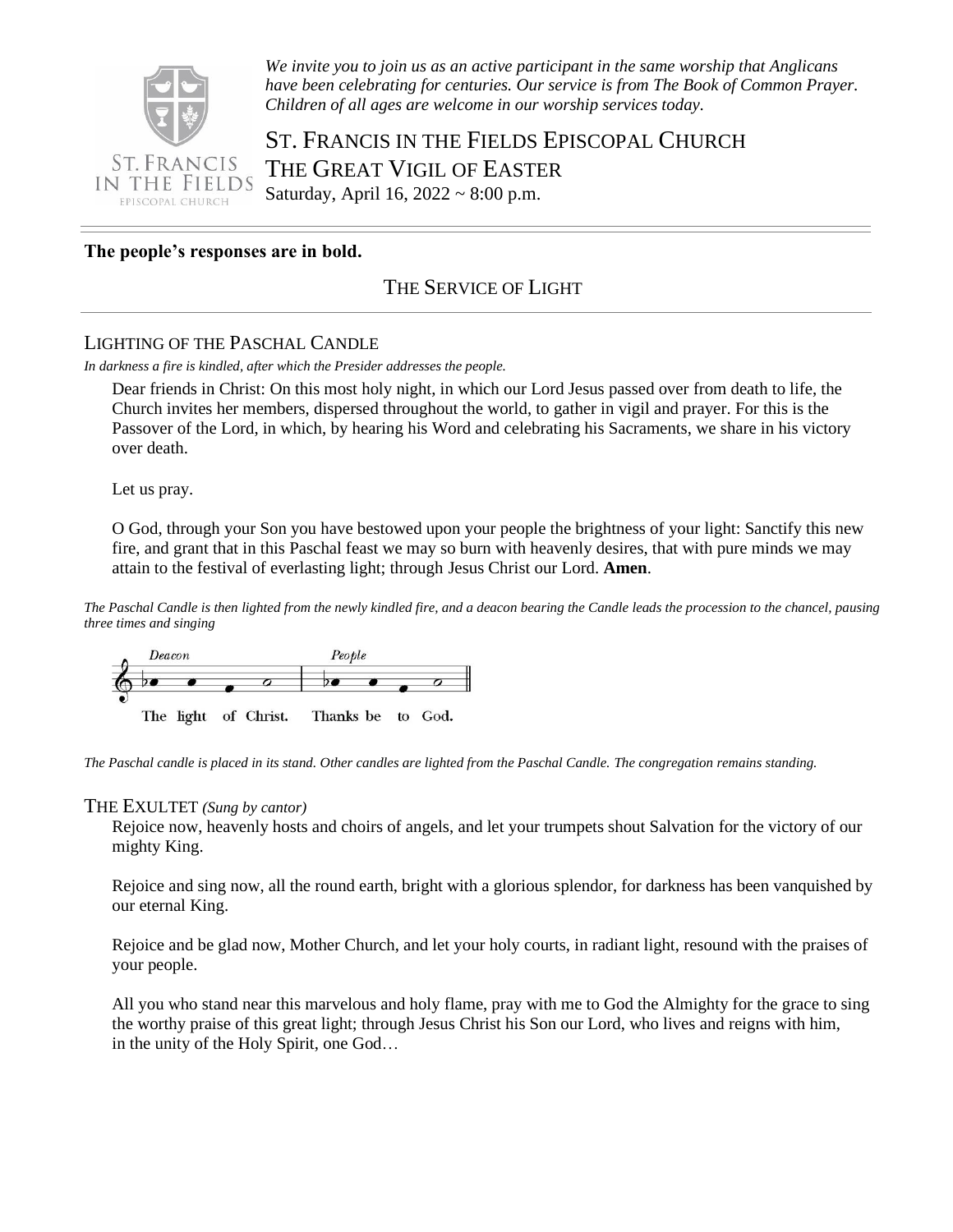*We invite you to join us as an active participant in the same worship that Anglicans have been celebrating for centuries. Our service is from The Book of Common Prayer. Children of all ages are welcome in our worship services today.*

# ST. FRANCIS IN THE FIELDS EPISCOPAL CHURCH
# THE GREAT VIGIL OF EASTER

Saturday, April 16, 2022 ~ 8:00 p.m.

**The people's responses are in bold.**

## THE SERVICE OF LIGHT

### LIGHTING OF THE PASCHAL CANDLE

*In darkness a fire is kindled, after which the Presider addresses the people.*

Dear friends in Christ: On this most holy night, in which our Lord Jesus passed over from death to life, the Church invites her members, dispersed throughout the world, to gather in vigil and prayer. For this is the Passover of the Lord, in which, by hearing his Word and celebrating his Sacraments, we share in his victory over death.

Let us pray.

O God, through your Son you have bestowed upon your people the brightness of your light: Sanctify this new fire, and grant that in this Paschal feast we may so burn with heavenly desires, that with pure minds we may attain to the festival of everlasting light; through Jesus Christ our Lord. **Amen**.

*The Paschal Candle is then lighted from the newly kindled fire, and a deacon bearing the Candle leads the procession to the chancel, pausing three times and singing*

*Deacon* The light of Christ. *People* **Thanks be to God.**

*The Paschal candle is placed in its stand. Other candles are lighted from the Paschal Candle. The congregation remains standing.*

### THE EXULTET *(Sung by cantor)*

Rejoice now, heavenly hosts and choirs of angels, and let your trumpets shout Salvation for the victory of our mighty King.

Rejoice and sing now, all the round earth, bright with a glorious splendor, for darkness has been vanquished by our eternal King.

Rejoice and be glad now, Mother Church, and let your holy courts, in radiant light, resound with the praises of your people.

All you who stand near this marvelous and holy flame, pray with me to God the Almighty for the grace to sing the worthy praise of this great light; through Jesus Christ his Son our Lord, who lives and reigns with him, in the unity of the Holy Spirit, one God…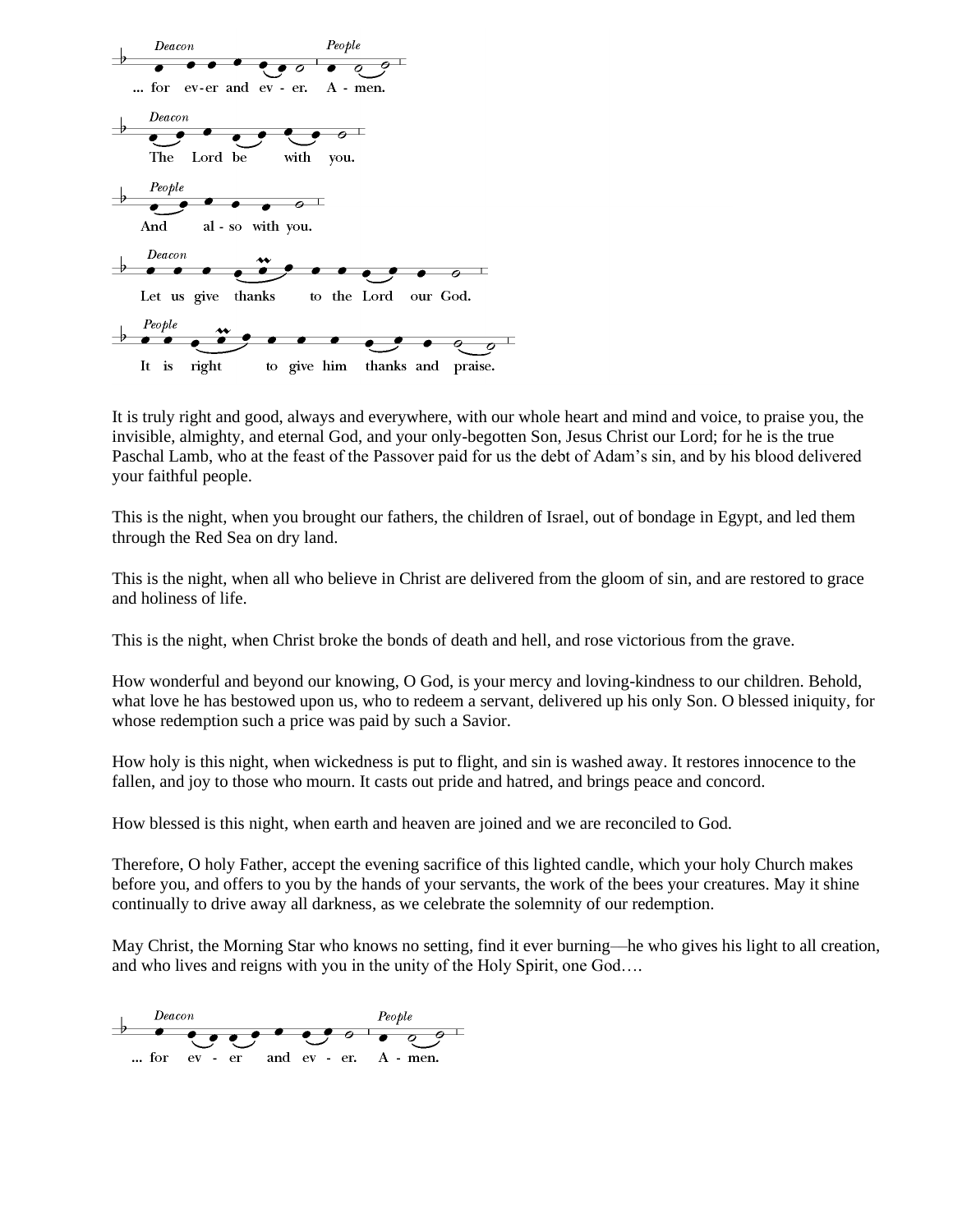*Deacon* ... for ev-er and ev - er. *People* A - men.

*Deacon* The Lord be with you.

*People* And al - so with you.

*Deacon* Let us give thanks to the Lord our God.

*People* It is right to give him thanks and praise.

It is truly right and good, always and everywhere, with our whole heart and mind and voice, to praise you, the invisible, almighty, and eternal God, and your only-begotten Son, Jesus Christ our Lord; for he is the true Paschal Lamb, who at the feast of the Passover paid for us the debt of Adam's sin, and by his blood delivered your faithful people.

This is the night, when you brought our fathers, the children of Israel, out of bondage in Egypt, and led them through the Red Sea on dry land.

This is the night, when all who believe in Christ are delivered from the gloom of sin, and are restored to grace and holiness of life.

This is the night, when Christ broke the bonds of death and hell, and rose victorious from the grave.

How wonderful and beyond our knowing, O God, is your mercy and loving-kindness to our children. Behold, what love he has bestowed upon us, who to redeem a servant, delivered up his only Son. O blessed iniquity, for whose redemption such a price was paid by such a Savior.

How holy is this night, when wickedness is put to flight, and sin is washed away. It restores innocence to the fallen, and joy to those who mourn. It casts out pride and hatred, and brings peace and concord.

How blessed is this night, when earth and heaven are joined and we are reconciled to God.

Therefore, O holy Father, accept the evening sacrifice of this lighted candle, which your holy Church makes before you, and offers to you by the hands of your servants, the work of the bees your creatures. May it shine continually to drive away all darkness, as we celebrate the solemnity of our redemption.

May Christ, the Morning Star who knows no setting, find it ever burning—he who gives his light to all creation, and who lives and reigns with you in the unity of the Holy Spirit, one God….

*Deacon* ... for ev - er and ev - er. *People* A - men.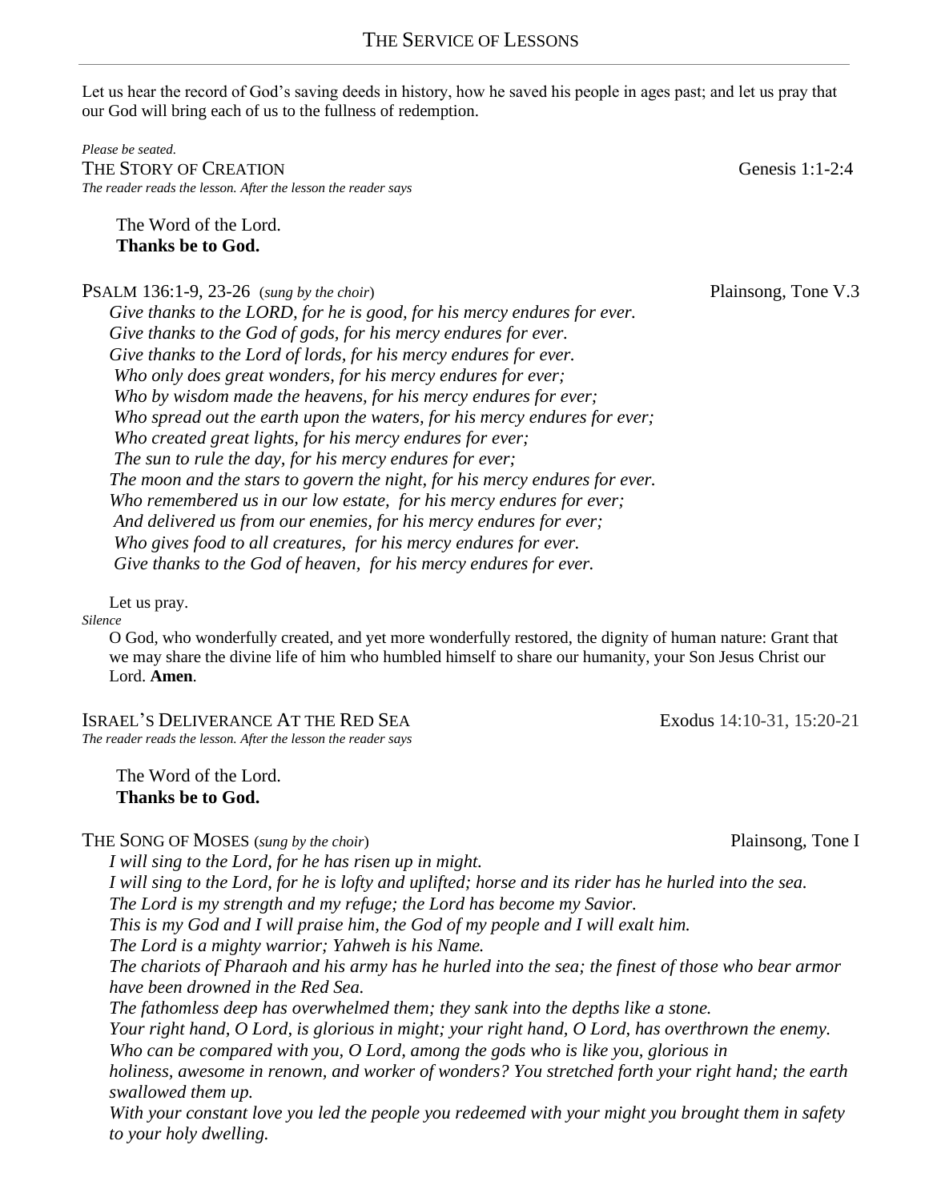## The Service of Lessons

Let us hear the record of God's saving deeds in history, how he saved his people in ages past; and let us pray that our God will bring each of us to the fullness of redemption.

*Please be seated.*

THE STORY OF CREATION — Genesis 1:1-2:4

*The reader reads the lesson. After the lesson the reader says*

The Word of the Lord.
**Thanks be to God.**

PSALM 136:1-9, 23-26 (*sung by the choir*) — Plainsong, Tone V.3

*Give thanks to the LORD, for he is good, for his mercy endures for ever.*
*Give thanks to the God of gods, for his mercy endures for ever.*
*Give thanks to the Lord of lords, for his mercy endures for ever.*
*Who only does great wonders, for his mercy endures for ever;*
*Who by wisdom made the heavens, for his mercy endures for ever;*
*Who spread out the earth upon the waters, for his mercy endures for ever;*
*Who created great lights, for his mercy endures for ever;*
*The sun to rule the day, for his mercy endures for ever;*
*The moon and the stars to govern the night, for his mercy endures for ever.*
*Who remembered us in our low estate, for his mercy endures for ever;*
*And delivered us from our enemies, for his mercy endures for ever;*
*Who gives food to all creatures, for his mercy endures for ever.*
*Give thanks to the God of heaven, for his mercy endures for ever.*

Let us pray.

*Silence*

O God, who wonderfully created, and yet more wonderfully restored, the dignity of human nature: Grant that we may share the divine life of him who humbled himself to share our humanity, your Son Jesus Christ our Lord. **Amen**.

ISRAEL'S DELIVERANCE AT THE RED SEA — Exodus 14:10-31, 15:20-21

*The reader reads the lesson. After the lesson the reader says*

The Word of the Lord.
**Thanks be to God.**

THE SONG OF MOSES (*sung by the choir*) — Plainsong, Tone I

*I will sing to the Lord, for he has risen up in might.*
*I will sing to the Lord, for he is lofty and uplifted; horse and its rider has he hurled into the sea.*
*The Lord is my strength and my refuge; the Lord has become my Savior.*
*This is my God and I will praise him, the God of my people and I will exalt him.*
*The Lord is a mighty warrior; Yahweh is his Name.*
*The chariots of Pharaoh and his army has he hurled into the sea; the finest of those who bear armor have been drowned in the Red Sea.*
*The fathomless deep has overwhelmed them; they sank into the depths like a stone.*
*Your right hand, O Lord, is glorious in might; your right hand, O Lord, has overthrown the enemy.*
*Who can be compared with you, O Lord, among the gods who is like you, glorious in holiness, awesome in renown, and worker of wonders? You stretched forth your right hand; the earth swallowed them up.*
*With your constant love you led the people you redeemed with your might you brought them in safety to your holy dwelling.*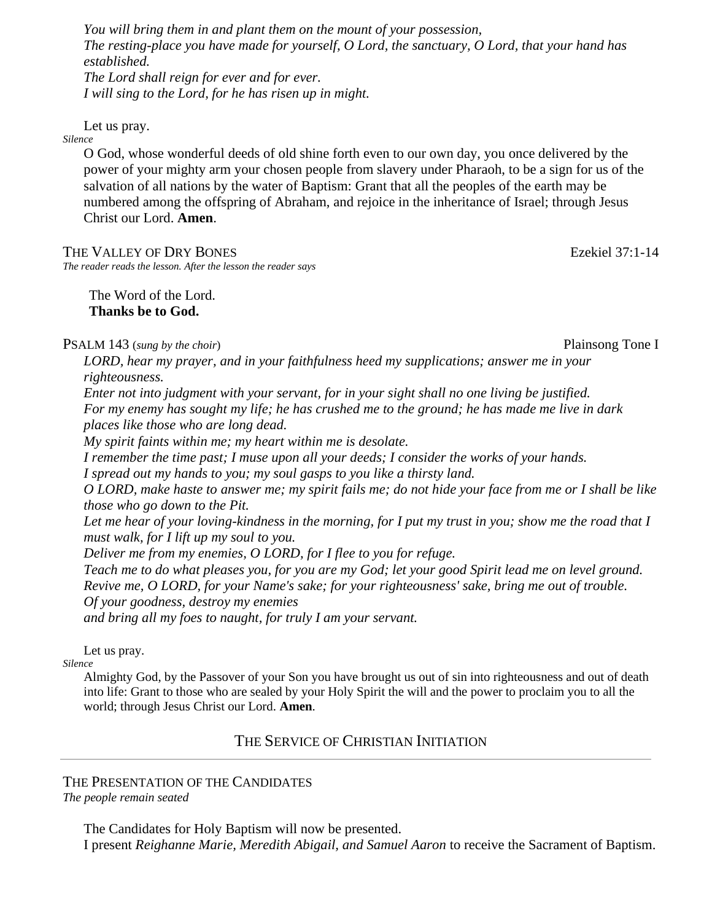*You will bring them in and plant them on the mount of your possession,*
*The resting-place you have made for yourself, O Lord, the sanctuary, O Lord, that your hand has established.*
*The Lord shall reign for ever and for ever.*
*I will sing to the Lord, for he has risen up in might.*

Let us pray.

*Silence*

O God, whose wonderful deeds of old shine forth even to our own day, you once delivered by the power of your mighty arm your chosen people from slavery under Pharaoh, to be a sign for us of the salvation of all nations by the water of Baptism: Grant that all the peoples of the earth may be numbered among the offspring of Abraham, and rejoice in the inheritance of Israel; through Jesus Christ our Lord. **Amen**.

THE VALLEY OF DRY BONES — Ezekiel 37:1-14

*The reader reads the lesson. After the lesson the reader says*

The Word of the Lord.
**Thanks be to God.**

PSALM 143 (*sung by the choir*) — Plainsong Tone I

*LORD, hear my prayer, and in your faithfulness heed my supplications; answer me in your righteousness.*
*Enter not into judgment with your servant, for in your sight shall no one living be justified.*
*For my enemy has sought my life; he has crushed me to the ground; he has made me live in dark places like those who are long dead.*
*My spirit faints within me; my heart within me is desolate.*
*I remember the time past; I muse upon all your deeds; I consider the works of your hands.*
*I spread out my hands to you; my soul gasps to you like a thirsty land.*
*O LORD, make haste to answer me; my spirit fails me; do not hide your face from me or I shall be like those who go down to the Pit.*
*Let me hear of your loving-kindness in the morning, for I put my trust in you; show me the road that I must walk, for I lift up my soul to you.*
*Deliver me from my enemies, O LORD, for I flee to you for refuge.*
*Teach me to do what pleases you, for you are my God; let your good Spirit lead me on level ground.*
*Revive me, O LORD, for your Name's sake; for your righteousness' sake, bring me out of trouble.*
*Of your goodness, destroy my enemies*
*and bring all my foes to naught, for truly I am your servant.*

Let us pray.

*Silence*

Almighty God, by the Passover of your Son you have brought us out of sin into righteousness and out of death into life: Grant to those who are sealed by your Holy Spirit the will and the power to proclaim you to all the world; through Jesus Christ our Lord. **Amen**.

## THE SERVICE OF CHRISTIAN INITIATION

---

THE PRESENTATION OF THE CANDIDATES

*The people remain seated*

The Candidates for Holy Baptism will now be presented.
I present *Reighanne Marie, Meredith Abigail, and Samuel Aaron* to receive the Sacrament of Baptism.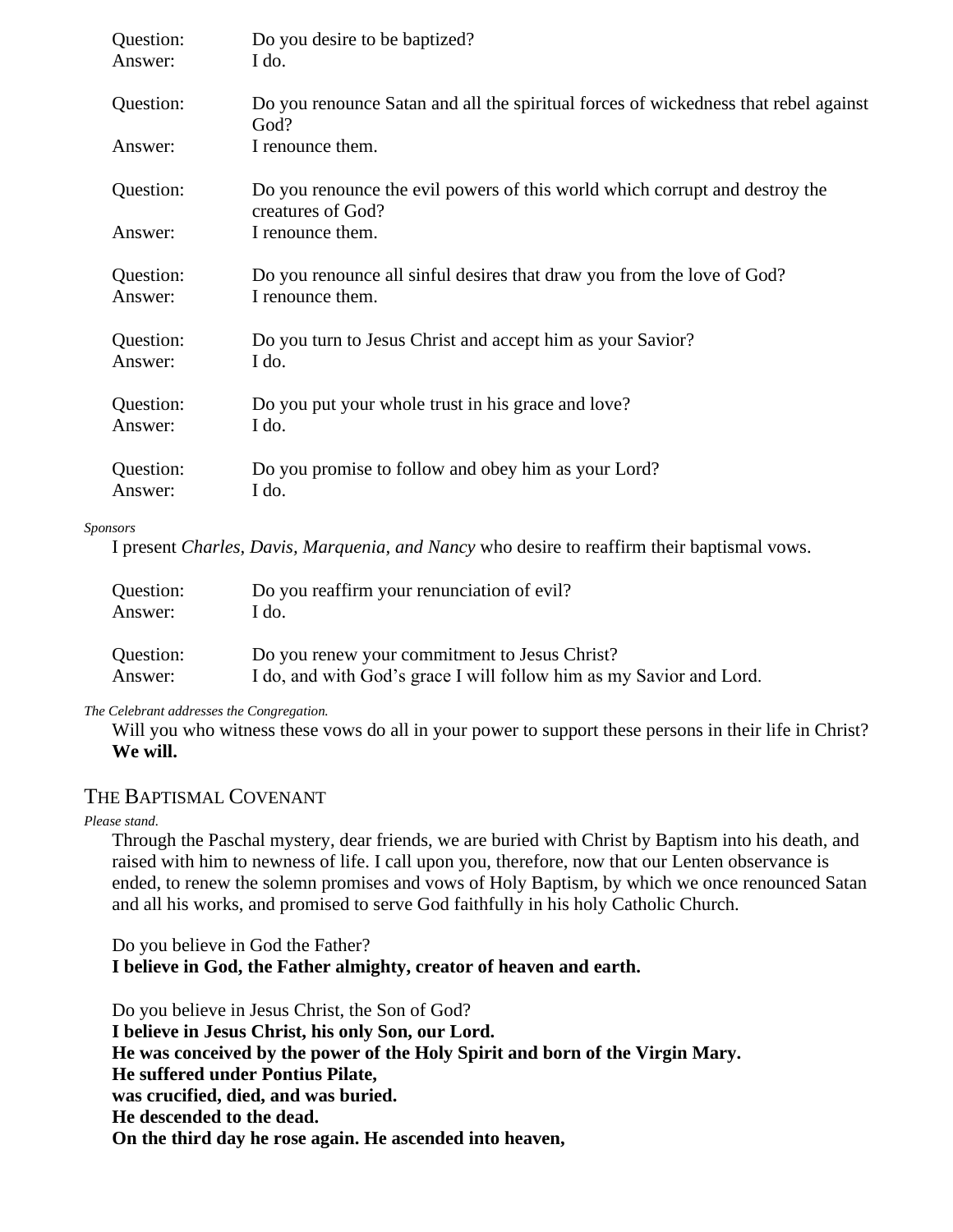| | |
|---|---|
| Question: | Do you desire to be baptized? |
| Answer: | I do. |
| Question: | Do you renounce Satan and all the spiritual forces of wickedness that rebel against God? |
| Answer: | I renounce them. |
| Question: | Do you renounce the evil powers of this world which corrupt and destroy the creatures of God? |
| Answer: | I renounce them. |
| Question: | Do you renounce all sinful desires that draw you from the love of God? |
| Answer: | I renounce them. |
| Question: | Do you turn to Jesus Christ and accept him as your Savior? |
| Answer: | I do. |
| Question: | Do you put your whole trust in his grace and love? |
| Answer: | I do. |
| Question: | Do you promise to follow and obey him as your Lord? |
| Answer: | I do. |

*Sponsors*

I present *Charles, Davis, Marquenia, and Nancy* who desire to reaffirm their baptismal vows.

| | |
|---|---|
| Question: | Do you reaffirm your renunciation of evil? |
| Answer: | I do. |
| Question: | Do you renew your commitment to Jesus Christ? |
| Answer: | I do, and with God's grace I will follow him as my Savior and Lord. |

*The Celebrant addresses the Congregation.*

Will you who witness these vows do all in your power to support these persons in their life in Christ?
**We will.**

## THE BAPTISMAL COVENANT

*Please stand.*

Through the Paschal mystery, dear friends, we are buried with Christ by Baptism into his death, and raised with him to newness of life. I call upon you, therefore, now that our Lenten observance is ended, to renew the solemn promises and vows of Holy Baptism, by which we once renounced Satan and all his works, and promised to serve God faithfully in his holy Catholic Church.

Do you believe in God the Father?
**I believe in God, the Father almighty, creator of heaven and earth.**

Do you believe in Jesus Christ, the Son of God?
**I believe in Jesus Christ, his only Son, our Lord.**
**He was conceived by the power of the Holy Spirit and born of the Virgin Mary.**
**He suffered under Pontius Pilate,**
**was crucified, died, and was buried.**
**He descended to the dead.**
**On the third day he rose again. He ascended into heaven,**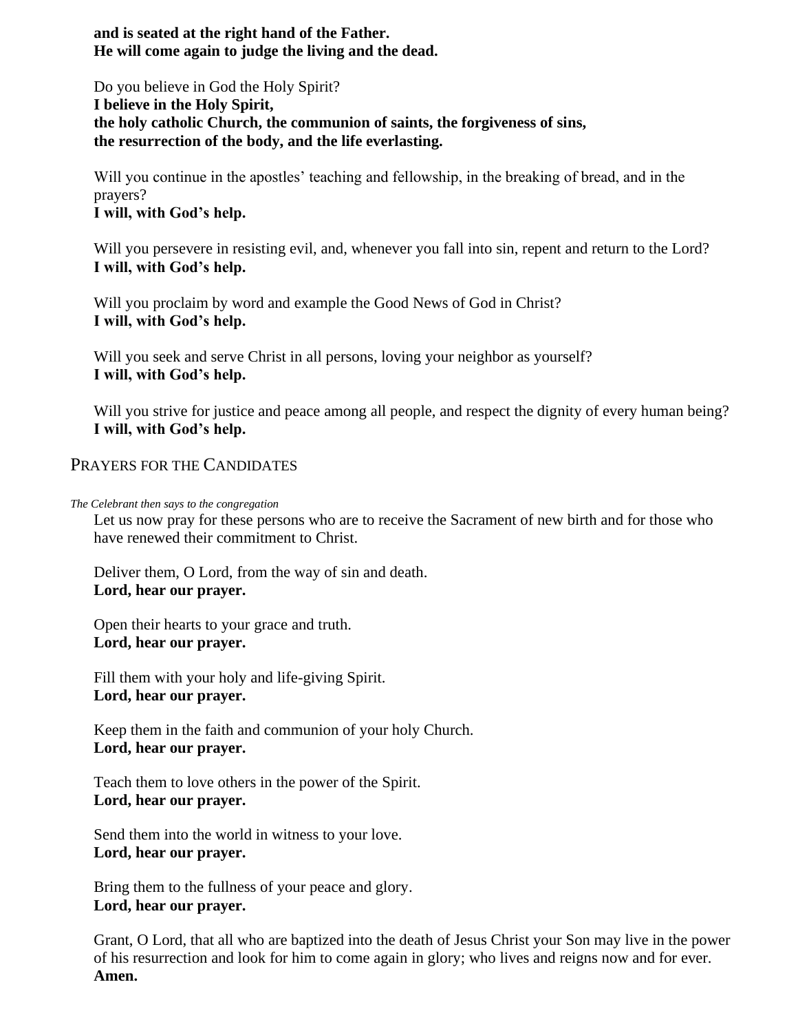**and is seated at the right hand of the Father.**
**He will come again to judge the living and the dead.**

Do you believe in God the Holy Spirit?
**I believe in the Holy Spirit,**
**the holy catholic Church, the communion of saints, the forgiveness of sins,**
**the resurrection of the body, and the life everlasting.**

Will you continue in the apostles' teaching and fellowship, in the breaking of bread, and in the prayers?
**I will, with God's help.**

Will you persevere in resisting evil, and, whenever you fall into sin, repent and return to the Lord?
**I will, with God's help.**

Will you proclaim by word and example the Good News of God in Christ?
**I will, with God's help.**

Will you seek and serve Christ in all persons, loving your neighbor as yourself?
**I will, with God's help.**

Will you strive for justice and peace among all people, and respect the dignity of every human being?
**I will, with God's help.**

## PRAYERS FOR THE CANDIDATES

*The Celebrant then says to the congregation*

Let us now pray for these persons who are to receive the Sacrament of new birth and for those who have renewed their commitment to Christ.

Deliver them, O Lord, from the way of sin and death.
**Lord, hear our prayer.**

Open their hearts to your grace and truth.
**Lord, hear our prayer.**

Fill them with your holy and life-giving Spirit.
**Lord, hear our prayer.**

Keep them in the faith and communion of your holy Church.
**Lord, hear our prayer.**

Teach them to love others in the power of the Spirit.
**Lord, hear our prayer.**

Send them into the world in witness to your love.
**Lord, hear our prayer.**

Bring them to the fullness of your peace and glory.
**Lord, hear our prayer.**

Grant, O Lord, that all who are baptized into the death of Jesus Christ your Son may live in the power of his resurrection and look for him to come again in glory; who lives and reigns now and for ever.
**Amen.**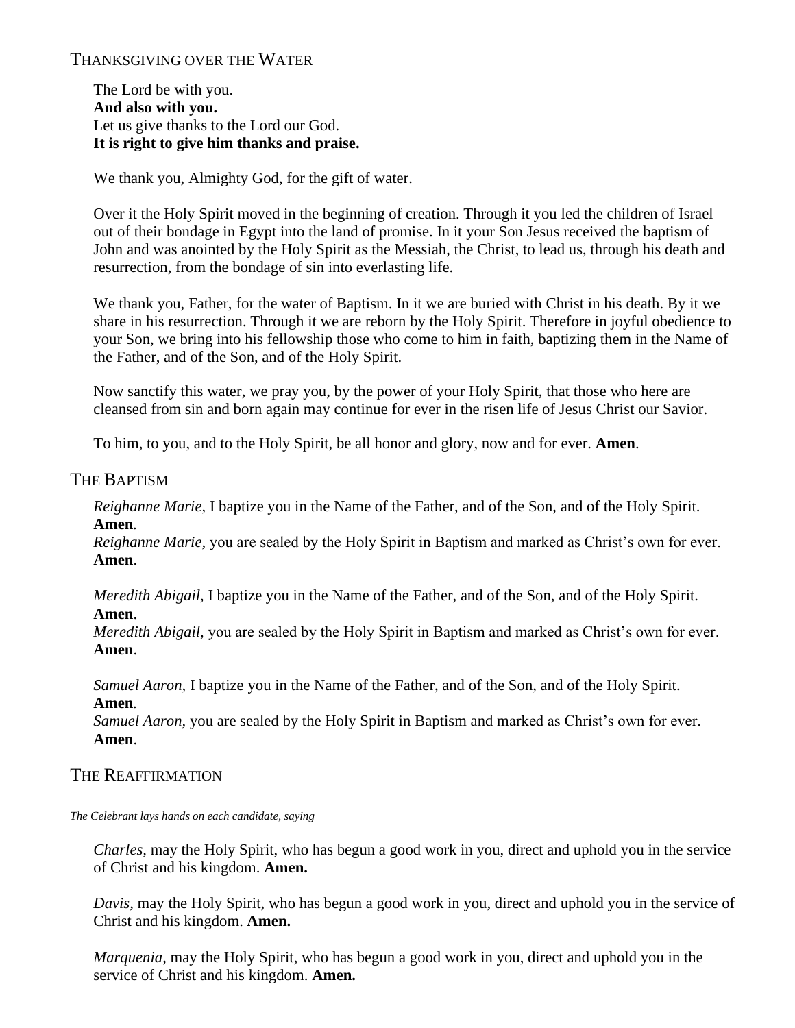## Thanksgiving over the Water

The Lord be with you.
**And also with you.**
Let us give thanks to the Lord our God.
**It is right to give him thanks and praise.**

We thank you, Almighty God, for the gift of water.

Over it the Holy Spirit moved in the beginning of creation. Through it you led the children of Israel out of their bondage in Egypt into the land of promise. In it your Son Jesus received the baptism of John and was anointed by the Holy Spirit as the Messiah, the Christ, to lead us, through his death and resurrection, from the bondage of sin into everlasting life.

We thank you, Father, for the water of Baptism. In it we are buried with Christ in his death. By it we share in his resurrection. Through it we are reborn by the Holy Spirit. Therefore in joyful obedience to your Son, we bring into his fellowship those who come to him in faith, baptizing them in the Name of the Father, and of the Son, and of the Holy Spirit.

Now sanctify this water, we pray you, by the power of your Holy Spirit, that those who here are cleansed from sin and born again may continue for ever in the risen life of Jesus Christ our Savior.

To him, to you, and to the Holy Spirit, be all honor and glory, now and for ever. **Amen**.

## The Baptism

*Reighanne Marie,* I baptize you in the Name of the Father, and of the Son, and of the Holy Spirit. **Amen**.
*Reighanne Marie*, you are sealed by the Holy Spirit in Baptism and marked as Christ's own for ever. **Amen**.

*Meredith Abigail,* I baptize you in the Name of the Father, and of the Son, and of the Holy Spirit. **Amen**.
*Meredith Abigail,* you are sealed by the Holy Spirit in Baptism and marked as Christ's own for ever. **Amen**.

*Samuel Aaron,* I baptize you in the Name of the Father, and of the Son, and of the Holy Spirit. **Amen**.
*Samuel Aaron,* you are sealed by the Holy Spirit in Baptism and marked as Christ's own for ever. **Amen**.

## The Reaffirmation

*The Celebrant lays hands on each candidate, saying*

*Charles,* may the Holy Spirit, who has begun a good work in you, direct and uphold you in the service of Christ and his kingdom. **Amen.**

*Davis,* may the Holy Spirit, who has begun a good work in you, direct and uphold you in the service of Christ and his kingdom. **Amen.**

*Marquenia,* may the Holy Spirit, who has begun a good work in you, direct and uphold you in the service of Christ and his kingdom. **Amen.**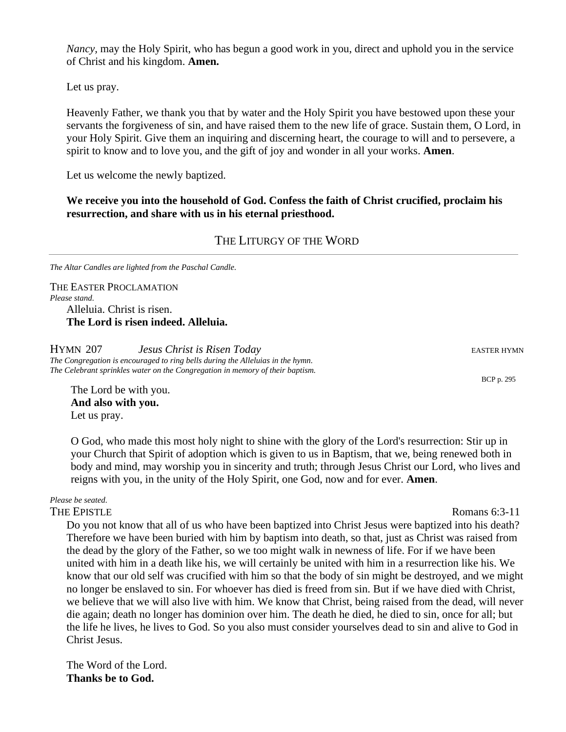*Nancy*, may the Holy Spirit, who has begun a good work in you, direct and uphold you in the service of Christ and his kingdom. **Amen.**

Let us pray.

Heavenly Father, we thank you that by water and the Holy Spirit you have bestowed upon these your servants the forgiveness of sin, and have raised them to the new life of grace. Sustain them, O Lord, in your Holy Spirit. Give them an inquiring and discerning heart, the courage to will and to persevere, a spirit to know and to love you, and the gift of joy and wonder in all your works. **Amen**.

Let us welcome the newly baptized.

**We receive you into the household of God. Confess the faith of Christ crucified, proclaim his resurrection, and share with us in his eternal priesthood.**

## THE LITURGY OF THE WORD

---

*The Altar Candles are lighted from the Paschal Candle.*

THE EASTER PROCLAMATION

*Please stand.*

Alleluia. Christ is risen.
**The Lord is risen indeed. Alleluia.**

HYMN 207 *Jesus Christ is Risen Today* EASTER HYMN

*The Congregation is encouraged to ring bells during the Alleluias in the hymn.*
*The Celebrant sprinkles water on the Congregation in memory of their baptism.*

BCP p. 295

The Lord be with you.
**And also with you.**
Let us pray.

O God, who made this most holy night to shine with the glory of the Lord's resurrection: Stir up in your Church that Spirit of adoption which is given to us in Baptism, that we, being renewed both in body and mind, may worship you in sincerity and truth; through Jesus Christ our Lord, who lives and reigns with you, in the unity of the Holy Spirit, one God, now and for ever. **Amen**.

*Please be seated.*

THE EPISTLE Romans 6:3-11

Do you not know that all of us who have been baptized into Christ Jesus were baptized into his death? Therefore we have been buried with him by baptism into death, so that, just as Christ was raised from the dead by the glory of the Father, so we too might walk in newness of life. For if we have been united with him in a death like his, we will certainly be united with him in a resurrection like his. We know that our old self was crucified with him so that the body of sin might be destroyed, and we might no longer be enslaved to sin. For whoever has died is freed from sin. But if we have died with Christ, we believe that we will also live with him. We know that Christ, being raised from the dead, will never die again; death no longer has dominion over him. The death he died, he died to sin, once for all; but the life he lives, he lives to God. So you also must consider yourselves dead to sin and alive to God in Christ Jesus.

The Word of the Lord.
**Thanks be to God.**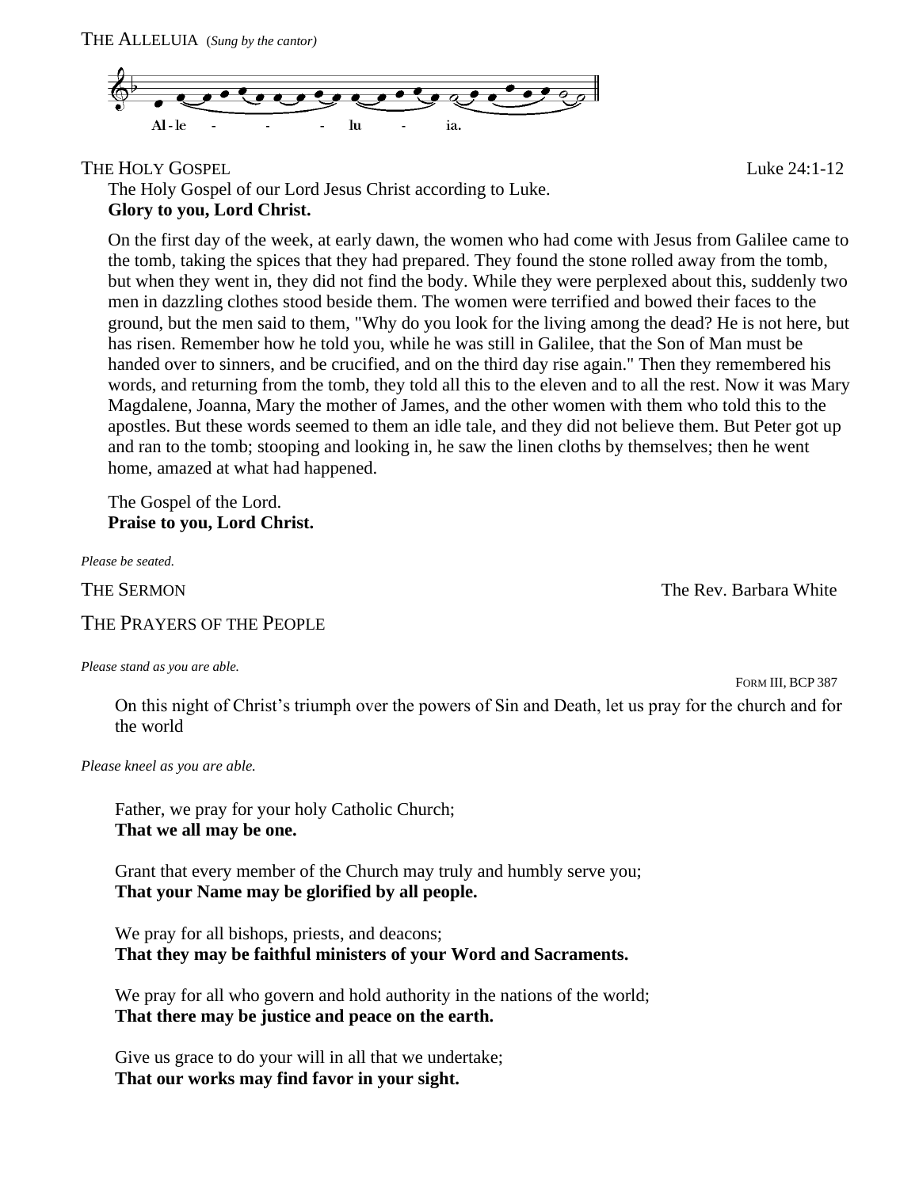THE ALLELUIA (*Sung by the cantor*)

Al - le - - - lu - ia.

THE HOLY GOSPEL Luke 24:1-12

The Holy Gospel of our Lord Jesus Christ according to Luke.
**Glory to you, Lord Christ.**

On the first day of the week, at early dawn, the women who had come with Jesus from Galilee came to the tomb, taking the spices that they had prepared. They found the stone rolled away from the tomb, but when they went in, they did not find the body. While they were perplexed about this, suddenly two men in dazzling clothes stood beside them. The women were terrified and bowed their faces to the ground, but the men said to them, "Why do you look for the living among the dead? He is not here, but has risen. Remember how he told you, while he was still in Galilee, that the Son of Man must be handed over to sinners, and be crucified, and on the third day rise again." Then they remembered his words, and returning from the tomb, they told all this to the eleven and to all the rest. Now it was Mary Magdalene, Joanna, Mary the mother of James, and the other women with them who told this to the apostles. But these words seemed to them an idle tale, and they did not believe them. But Peter got up and ran to the tomb; stooping and looking in, he saw the linen cloths by themselves; then he went home, amazed at what had happened.

The Gospel of the Lord.
**Praise to you, Lord Christ.**

*Please be seated.*

THE SERMON The Rev. Barbara White

THE PRAYERS OF THE PEOPLE

*Please stand as you are able.*

FORM III, BCP 387

On this night of Christ's triumph over the powers of Sin and Death, let us pray for the church and for the world

*Please kneel as you are able.*

Father, we pray for your holy Catholic Church;
**That we all may be one.**

Grant that every member of the Church may truly and humbly serve you;
**That your Name may be glorified by all people.**

We pray for all bishops, priests, and deacons;
**That they may be faithful ministers of your Word and Sacraments.**

We pray for all who govern and hold authority in the nations of the world;
**That there may be justice and peace on the earth.**

Give us grace to do your will in all that we undertake;
**That our works may find favor in your sight.**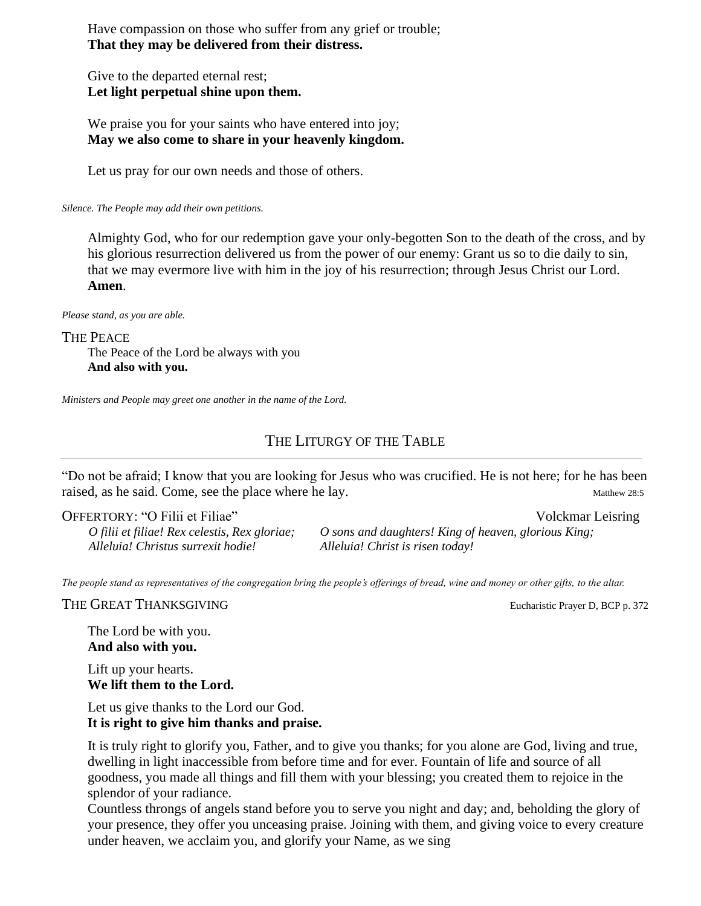Have compassion on those who suffer from any grief or trouble;
**That they may be delivered from their distress.**

Give to the departed eternal rest;
**Let light perpetual shine upon them.**

We praise you for your saints who have entered into joy;
**May we also come to share in your heavenly kingdom.**

Let us pray for our own needs and those of others.

*Silence. The People may add their own petitions.*

Almighty God, who for our redemption gave your only-begotten Son to the death of the cross, and by his glorious resurrection delivered us from the power of our enemy: Grant us so to die daily to sin, that we may evermore live with him in the joy of his resurrection; through Jesus Christ our Lord. **Amen**.

*Please stand, as you are able.*

THE PEACE

The Peace of the Lord be always with you
**And also with you.**

*Ministers and People may greet one another in the name of the Lord.*

## THE LITURGY OF THE TABLE

"Do not be afraid; I know that you are looking for Jesus who was crucified. He is not here; for he has been raised, as he said. Come, see the place where he lay. Matthew 28:5

OFFERTORY: "O Filii et Filiae" Volckmar Leisring

*O filii et filiae! Rex celestis, Rex gloriae;* *O sons and daughters! King of heaven, glorious King;*
*Alleluia! Christus surrexit hodie!* *Alleluia! Christ is risen today!*

*The people stand as representatives of the congregation bring the people's offerings of bread, wine and money or other gifts, to the altar.*

THE GREAT THANKSGIVING Eucharistic Prayer D, BCP p. 372

The Lord be with you.
**And also with you.**

Lift up your hearts.
**We lift them to the Lord.**

Let us give thanks to the Lord our God.
**It is right to give him thanks and praise.**

It is truly right to glorify you, Father, and to give you thanks; for you alone are God, living and true, dwelling in light inaccessible from before time and for ever. Fountain of life and source of all goodness, you made all things and fill them with your blessing; you created them to rejoice in the splendor of your radiance.
Countless throngs of angels stand before you to serve you night and day; and, beholding the glory of your presence, they offer you unceasing praise. Joining with them, and giving voice to every creature under heaven, we acclaim you, and glorify your Name, as we sing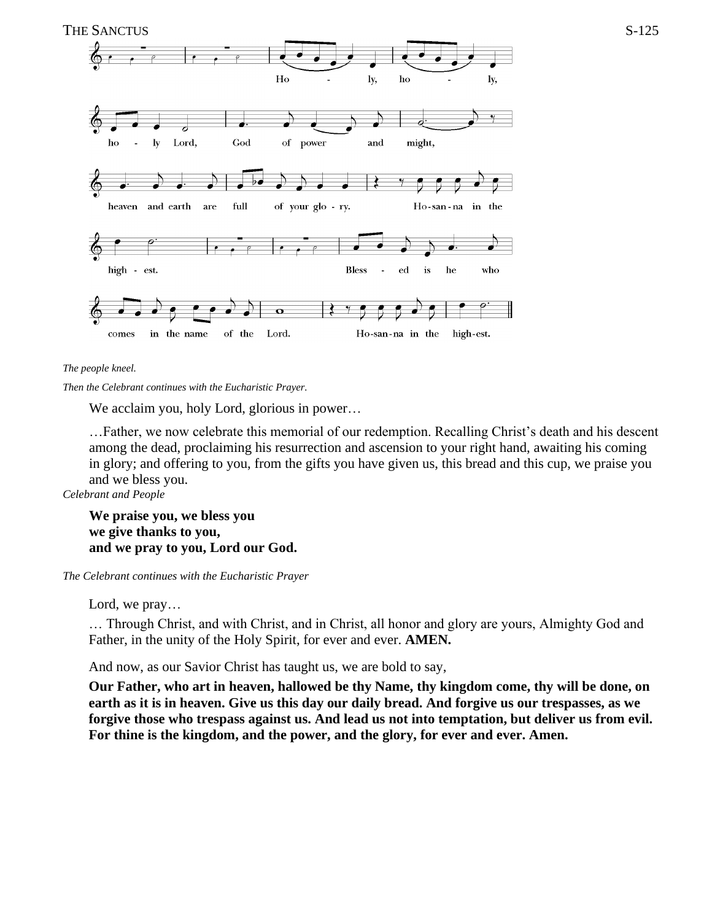## THE SANCTUS

S-125

Ho - ly, ho - ly, ho - ly Lord, God of power and might, heaven and earth are full of your glo - ry. Ho-san-na in the high - est. Bless - ed is he who comes in the name of the Lord. Ho-san-na in the high-est.

*The people kneel.*

*Then the Celebrant continues with the Eucharistic Prayer.*

We acclaim you, holy Lord, glorious in power…

…Father, we now celebrate this memorial of our redemption. Recalling Christ's death and his descent among the dead, proclaiming his resurrection and ascension to your right hand, awaiting his coming in glory; and offering to you, from the gifts you have given us, this bread and this cup, we praise you and we bless you.

*Celebrant and People*

**We praise you, we bless you**
**we give thanks to you,**
**and we pray to you, Lord our God.**

*The Celebrant continues with the Eucharistic Prayer*

Lord, we pray…

… Through Christ, and with Christ, and in Christ, all honor and glory are yours, Almighty God and Father, in the unity of the Holy Spirit, for ever and ever. **AMEN.**

And now, as our Savior Christ has taught us, we are bold to say,

**Our Father, who art in heaven, hallowed be thy Name, thy kingdom come, thy will be done, on earth as it is in heaven. Give us this day our daily bread. And forgive us our trespasses, as we forgive those who trespass against us. And lead us not into temptation, but deliver us from evil. For thine is the kingdom, and the power, and the glory, for ever and ever. Amen.**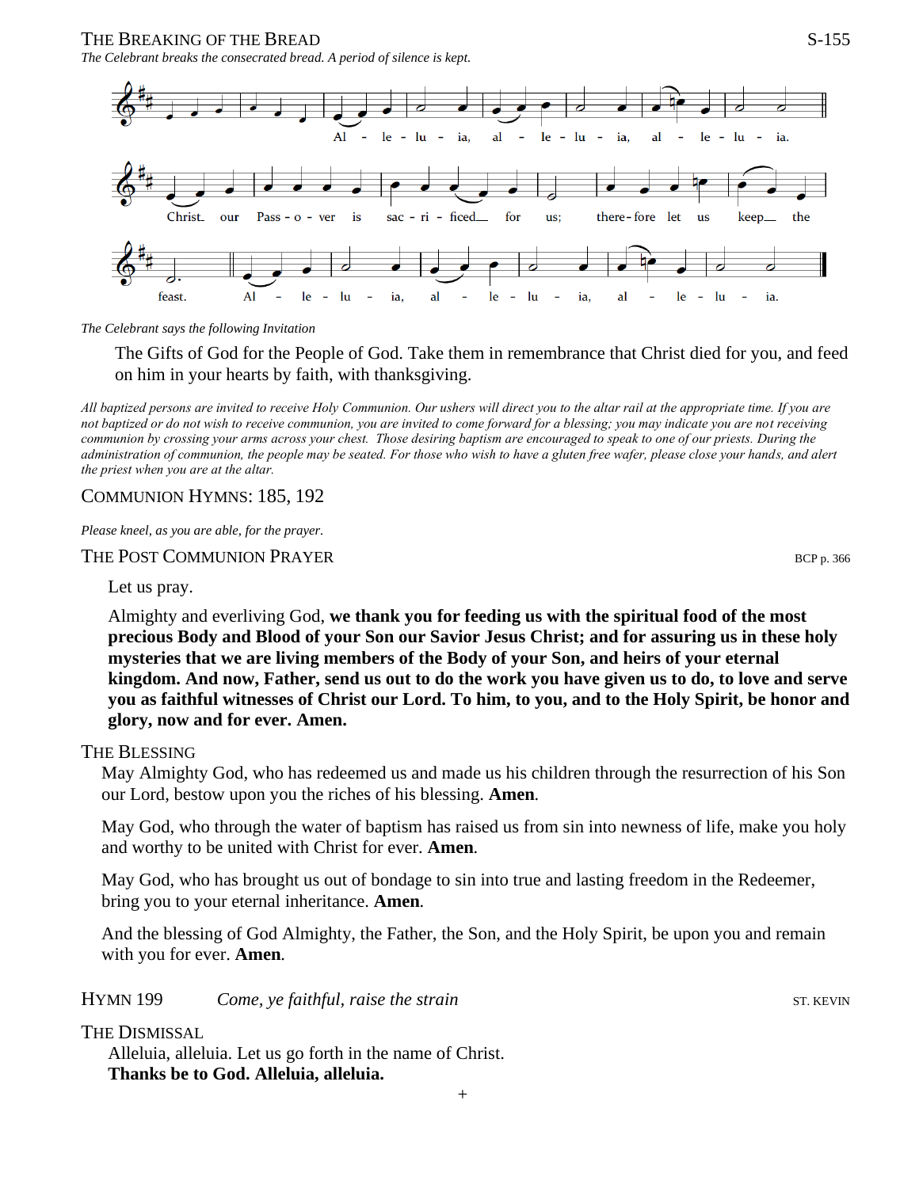THE BREAKING OF THE BREAD S-155

*The Celebrant breaks the consecrated bread. A period of silence is kept.*

Al - le - lu - ia, al - le - lu - ia, al - le - lu - ia.

Christ our Pass - o - ver is sac - ri - ficed for us; there - fore let us keep the feast. Al - le - lu - ia, al - le - lu - ia, al - le - lu - ia.

*The Celebrant says the following Invitation*

The Gifts of God for the People of God. Take them in remembrance that Christ died for you, and feed on him in your hearts by faith, with thanksgiving.

*All baptized persons are invited to receive Holy Communion. Our ushers will direct you to the altar rail at the appropriate time. If you are not baptized or do not wish to receive communion, you are invited to come forward for a blessing; you may indicate you are not receiving communion by crossing your arms across your chest. Those desiring baptism are encouraged to speak to one of our priests. During the administration of communion, the people may be seated. For those who wish to have a gluten free wafer, please close your hands, and alert the priest when you are at the altar.*

COMMUNION HYMNS: 185, 192

*Please kneel, as you are able, for the prayer.*

THE POST COMMUNION PRAYER BCP p. 366

Let us pray.

Almighty and everliving God, **we thank you for feeding us with the spiritual food of the most precious Body and Blood of your Son our Savior Jesus Christ; and for assuring us in these holy mysteries that we are living members of the Body of your Son, and heirs of your eternal kingdom. And now, Father, send us out to do the work you have given us to do, to love and serve you as faithful witnesses of Christ our Lord. To him, to you, and to the Holy Spirit, be honor and glory, now and for ever. Amen.**

THE BLESSING

May Almighty God, who has redeemed us and made us his children through the resurrection of his Son our Lord, bestow upon you the riches of his blessing. **Amen**.

May God, who through the water of baptism has raised us from sin into newness of life, make you holy and worthy to be united with Christ for ever. **Amen**.

May God, who has brought us out of bondage to sin into true and lasting freedom in the Redeemer, bring you to your eternal inheritance. **Amen**.

And the blessing of God Almighty, the Father, the Son, and the Holy Spirit, be upon you and remain with you for ever. **Amen**.

HYMN 199 *Come, ye faithful, raise the strain* ST. KEVIN

THE DISMISSAL

Alleluia, alleluia. Let us go forth in the name of Christ.
**Thanks be to God. Alleluia, alleluia.**

+